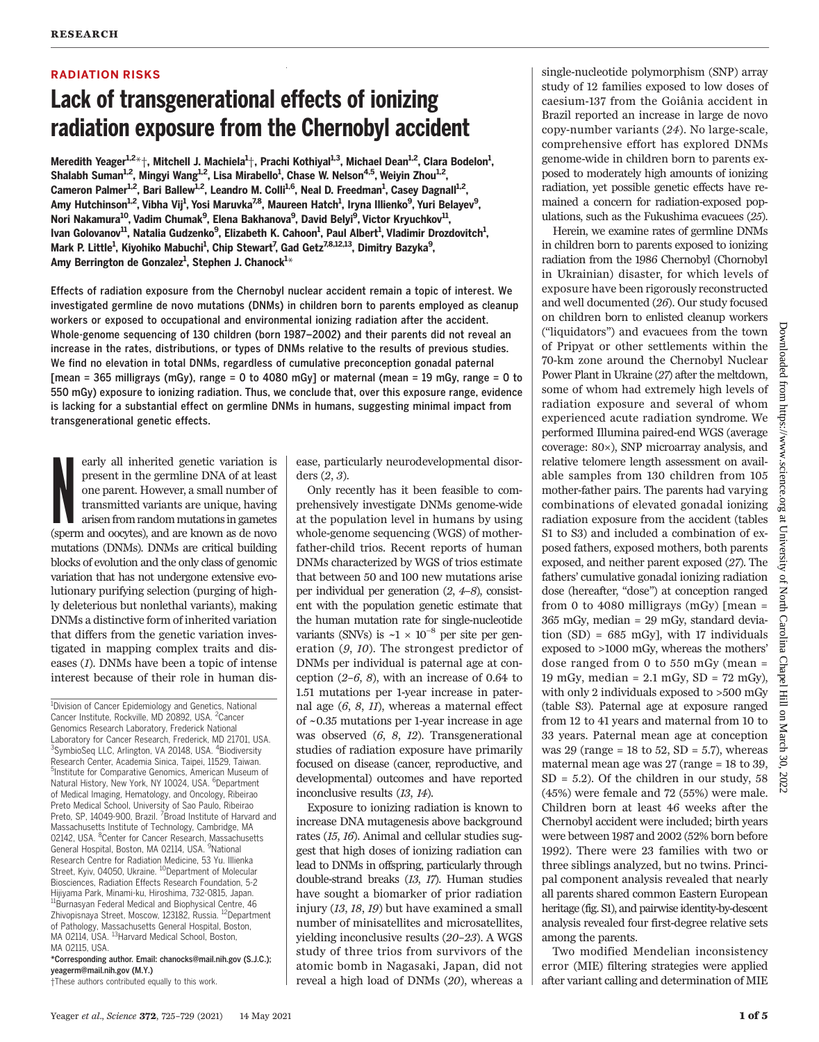RESEARCH

## RADIATION RISKS

# Lack of transgenerational effects of ionizing radiation exposure from the Chernobyl accident

**Meredith Yeager[1,2]*†, Mitchell J. Machiela[1]†, Prachi Kothiyal[1,3], Michael Dean[1,2], Clara Bodelon[1], Shalabh Suman[1,2], Mingyi Wang[1,2], Lisa Mirabello[1], Chase W. Nelson[4,5], Weiyin Zhou[1,2], Cameron Palmer[1,2], Bari Ballew[1,2], Leandro M. Colli[1,6], Neal D. Freedman[1], Casey Dagnall[1,2], Amy Hutchinson[1,2], Vibha Vij[1], Yosi Maruvka[7,8], Maureen Hatch[1], Iryna Illienko[9], Yuri Belayev[9], Nori Nakamura[10], Vadim Chumak[9], Elena Bakhanova[9], David Belyi[9], Victor Kryuchkov[11], Ivan Golovanov[11], Natalia Gudzenko[9], Elizabeth K. Cahoon[1], Paul Albert[1], Vladimir Drozdovitch[1], Mark P. Little[1], Kiyohiko Mabuchi[1], Chip Stewart[7], Gad Getz[7,8,12,13], Dimitry Bazyka[9], Amy Berrington de Gonzalez[1], Stephen J. Chanock[1]***

**Effects of radiation exposure from the Chernobyl nuclear accident remain a topic of interest. We investigated germline de novo mutations (DNMs) in children born to parents employed as cleanup workers or exposed to occupational and environmental ionizing radiation after the accident. Whole-genome sequencing of 130 children (born 1987–2002) and their parents did not reveal an increase in the rates, distributions, or types of DNMs relative to the results of previous studies. We find no elevation in total DNMs, regardless of cumulative preconception gonadal paternal [mean = 365 milligrays (mGy), range = 0 to 4080 mGy] or maternal (mean = 19 mGy, range = 0 to 550 mGy) exposure to ionizing radiation. Thus, we conclude that, over this exposure range, evidence is lacking for a substantial effect on germline DNMs in humans, suggesting minimal impact from transgenerational genetic effects.**

Nearly all inherited genetic variation is present in the germline DNA of at least one parent. However, a small number of transmitted variants are unique, having arisen from random mutations in gametes (sperm and oocytes), and are known as de novo mutations (DNMs). DNMs are critical building blocks of evolution and the only class of genomic variation that has not undergone extensive evolutionary purifying selection (purging of highly deleterious but nonlethal variants), making DNMs a distinctive form of inherited variation that differs from the genetic variation investigated in mapping complex traits and diseases (*1*). DNMs have been a topic of intense interest because of their role in human disease, particularly neurodevelopmental disorders (*2*, *3*).

Only recently has it been feasible to comprehensively investigate DNMs genome-wide at the population level in humans by using whole-genome sequencing (WGS) of mother-father-child trios. Recent reports of human DNMs characterized by WGS of trios estimate that between 50 and 100 new mutations arise per individual per generation (*2*, *4*–*8*), consistent with the population genetic estimate that the human mutation rate for single-nucleotide variants (SNVs) is $\sim 1 \times 10^{-8}$ per site per generation (*9*, *10*). The strongest predictor of DNMs per individual is paternal age at conception (*2*–*6*, *8*), with an increase of 0.64 to 1.51 mutations per 1-year increase in paternal age (*6*, *8*, *11*), whereas a maternal effect of ~0.35 mutations per 1-year increase in age was observed (*6*, *8*, *12*). Transgenerational studies of radiation exposure have primarily focused on disease (cancer, reproductive, and developmental) outcomes and have reported inconclusive results (*13*, *14*).

Exposure to ionizing radiation is known to increase DNA mutagenesis above background rates (*15*, *16*). Animal and cellular studies suggest that high doses of ionizing radiation can lead to DNMs in offspring, particularly through double-strand breaks (*13*, *17*). Human studies have sought a biomarker of prior radiation injury (*13*, *18*, *19*) but have examined a small number of minisatellites and microsatellites, yielding inconclusive results (*20*–*23*). A WGS study of three trios from survivors of the atomic bomb in Nagasaki, Japan, did not reveal a high load of DNMs (*20*), whereas a single-nucleotide polymorphism (SNP) array study of 12 families exposed to low doses of caesium-137 from the Goiânia accident in Brazil reported an increase in large de novo copy-number variants (*24*). No large-scale, comprehensive effort has explored DNMs genome-wide in children born to parents exposed to moderately high amounts of ionizing radiation, yet possible genetic effects have remained a concern for radiation-exposed populations, such as the Fukushima evacuees (*25*).

Herein, we examine rates of germline DNMs in children born to parents exposed to ionizing radiation from the 1986 Chernobyl (Chornobyl in Ukrainian) disaster, for which levels of exposure have been rigorously reconstructed and well documented (*26*). Our study focused on children born to enlisted cleanup workers ("liquidators") and evacuees from the town of Pripyat or other settlements within the 70-km zone around the Chernobyl Nuclear Power Plant in Ukraine (*27*) after the meltdown, some of whom had extremely high levels of radiation exposure and several of whom experienced acute radiation syndrome. We performed Illumina paired-end WGS (average coverage: 80×), SNP microarray analysis, and relative telomere length assessment on available samples from 130 children from 105 mother-father pairs. The parents had varying combinations of elevated gonadal ionizing radiation exposure from the accident (tables S1 to S3) and included a combination of exposed fathers, exposed mothers, both parents exposed, and neither parent exposed (*27*). The fathers' cumulative gonadal ionizing radiation dose (hereafter, "dose") at conception ranged from 0 to 4080 milligrays (mGy) [mean = 365 mGy, median = 29 mGy, standard deviation (SD) = 685 mGy], with 17 individuals exposed to >1000 mGy, whereas the mothers' dose ranged from 0 to 550 mGy (mean = 19 mGy, median = 2.1 mGy, SD = 72 mGy), with only 2 individuals exposed to >500 mGy (table S3). Paternal age at exposure ranged from 12 to 41 years and maternal from 10 to 33 years. Paternal mean age at conception was 29 (range = 18 to 52, SD = 5.7), whereas maternal mean age was 27 (range = 18 to 39, SD = 5.2). Of the children in our study, 58 (45%) were female and 72 (55%) were male. Children born at least 46 weeks after the Chernobyl accident were included; birth years were between 1987 and 2002 (52% born before 1992). There were 23 families with two or three siblings analyzed, but no twins. Principal component analysis revealed that nearly all parents shared common Eastern European heritage (fig. S1), and pairwise identity-by-descent analysis revealed four first-degree relative sets among the parents.

Two modified Mendelian inconsistency error (MIE) filtering strategies were applied after variant calling and determination of MIE

---

[1]Division of Cancer Epidemiology and Genetics, National Cancer Institute, Rockville, MD 20892, USA. [2]Cancer Genomics Research Laboratory, Frederick National Laboratory for Cancer Research, Frederick, MD 21701, USA. [3]SymbioSeq LLC, Arlington, VA 20148, USA. [4]Biodiversity Research Center, Academia Sinica, Taipei, 11529, Taiwan. [5]Institute for Comparative Genomics, American Museum of Natural History, New York, NY 10024, USA. [6]Department of Medical Imaging, Hematology, and Oncology, Ribeirao Preto Medical School, University of Sao Paulo, Ribeirao Preto, SP, 14049-900, Brazil. [7]Broad Institute of Harvard and Massachusetts Institute of Technology, Cambridge, MA 02142, USA. [8]Center for Cancer Research, Massachusetts General Hospital, Boston, MA 02114, USA. [9]National Research Centre for Radiation Medicine, 53 Yu. Illienka Street, Kyiv, 04050, Ukraine. [10]Department of Molecular Biosciences, Radiation Effects Research Foundation, 5-2 Hijiyama Park, Minami-ku, Hiroshima, 732-0815, Japan. [11]Burnasyan Federal Medical and Biophysical Centre, 46 Zhivopisnaya Street, Moscow, 123182, Russia. [12]Department of Pathology, Massachusetts General Hospital, Boston, MA 02114, USA. [13]Harvard Medical School, Boston, MA 02115, USA.

*Corresponding author. Email: chanocks@mail.nih.gov (S.J.C.); yeagerm@mail.nih.gov (M.Y.)

†These authors contributed equally to this work.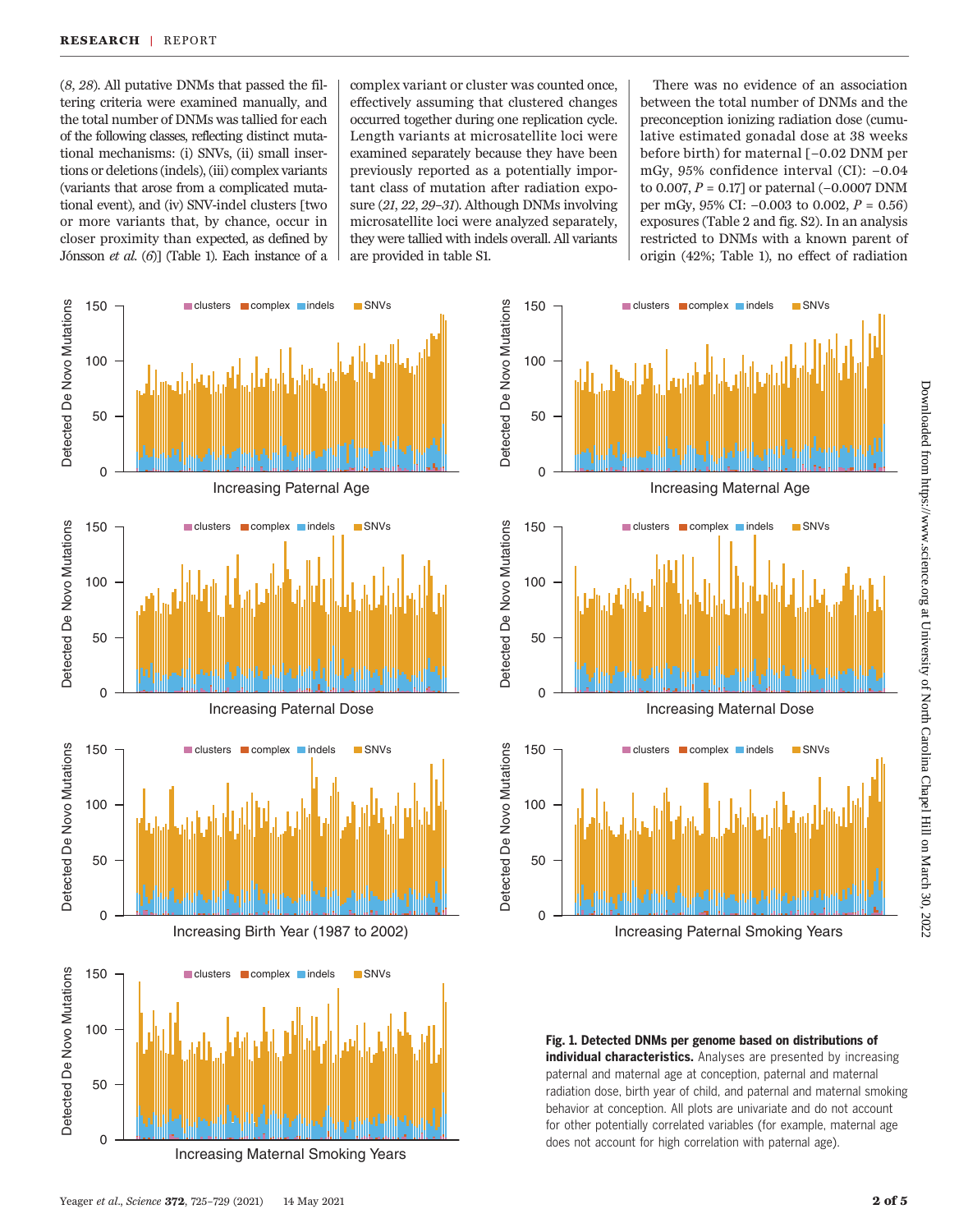(8, 28). All putative DNMs that passed the filtering criteria were examined manually, and the total number of DNMs was tallied for each of the following classes, reflecting distinct mutational mechanisms: (i) SNVs, (ii) small insertions or deletions (indels), (iii) complex variants (variants that arose from a complicated mutational event), and (iv) SNV-indel clusters [two or more variants that, by chance, occur in closer proximity than expected, as defined by Jónsson *et al.* (6)] (Table 1). Each instance of a complex variant or cluster was counted once, effectively assuming that clustered changes occurred together during one replication cycle. Length variants at microsatellite loci were examined separately because they have been previously reported as a potentially important class of mutation after radiation exposure (21, 22, 29–31). Although DNMs involving microsatellite loci were analyzed separately, they were tallied with indels overall. All variants are provided in table S1.

There was no evidence of an association between the total number of DNMs and the preconception ionizing radiation dose (cumulative estimated gonadal dose at 38 weeks before birth) for maternal [−0.02 DNM per mGy, 95% confidence interval (CI): −0.04 to 0.007, $P = 0.17$] or paternal (−0.0007 DNM per mGy, 95% CI: −0.003 to 0.002, $P = 0.56$) exposures (Table 2 and fig. S2). In an analysis restricted to DNMs with a known parent of origin (42%; Table 1), no effect of radiation

**Fig. 1. Detected DNMs per genome based on distributions of individual characteristics.** Analyses are presented by increasing paternal and maternal age at conception, paternal and maternal radiation dose, birth year of child, and paternal and maternal smoking behavior at conception. All plots are univariate and do not account for other potentially correlated variables (for example, maternal age does not account for high correlation with paternal age).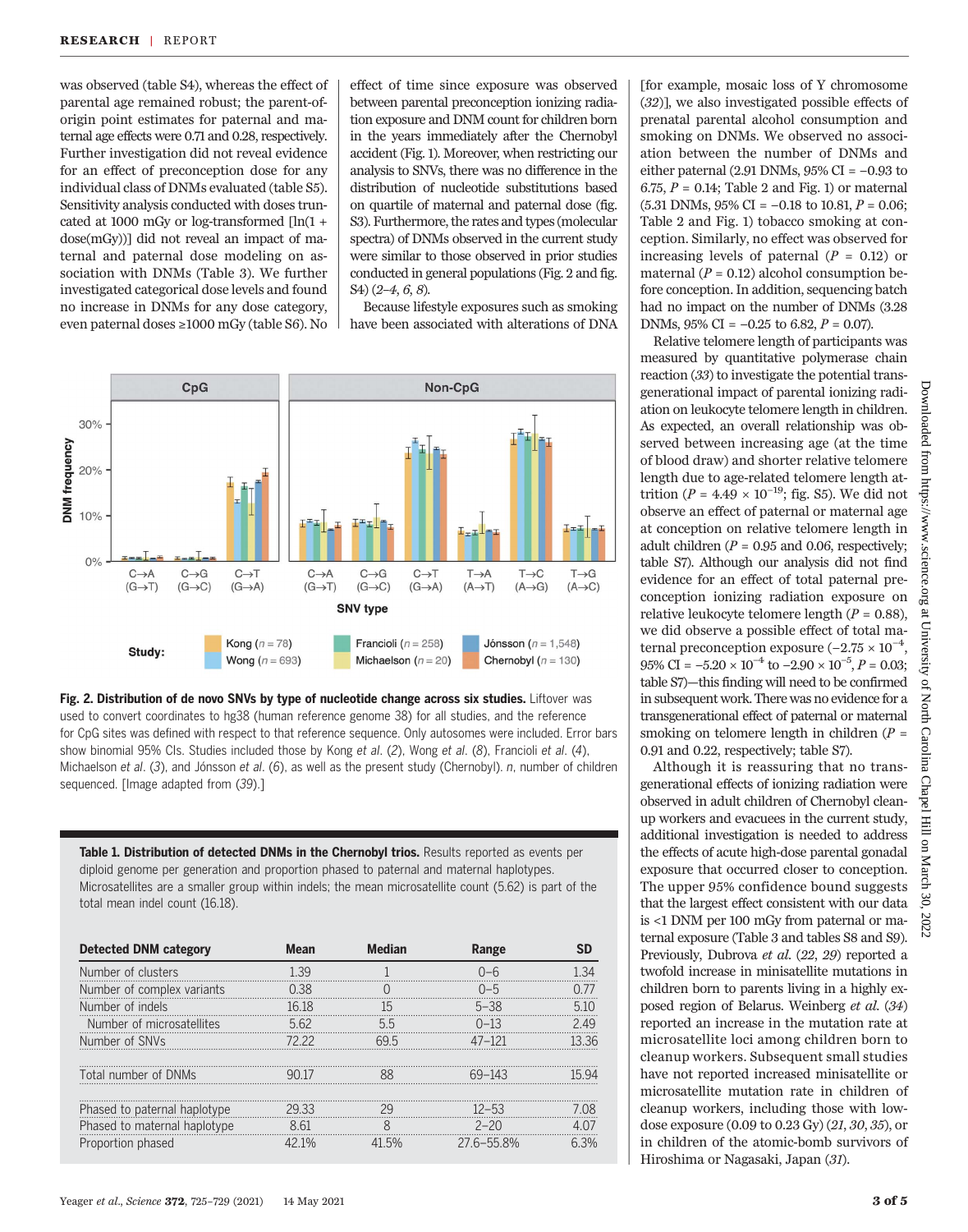was observed (table S4), whereas the effect of parental age remained robust; the parent-of-origin point estimates for paternal and maternal age effects were 0.71 and 0.28, respectively. Further investigation did not reveal evidence for an effect of preconception dose for any individual class of DNMs evaluated (table S5). Sensitivity analysis conducted with doses truncated at 1000 mGy or log-transformed [ln(1 + dose(mGy))] did not reveal an impact of maternal and paternal dose modeling on association with DNMs (Table 3). We further investigated categorical dose levels and found no increase in DNMs for any dose category, even paternal doses ≥1000 mGy (table S6). No effect of time since exposure was observed between parental preconception ionizing radiation exposure and DNM count for children born in the years immediately after the Chernobyl accident (Fig. 1). Moreover, when restricting our analysis to SNVs, there was no difference in the distribution of nucleotide substitutions based on quartile of maternal and paternal dose (fig. S3). Furthermore, the rates and types (molecular spectra) of DNMs observed in the current study were similar to those observed in prior studies conducted in general populations (Fig. 2 and fig. S4) (2–4, 6, 8).

Because lifestyle exposures such as smoking have been associated with alterations of DNA [for example, mosaic loss of Y chromosome (32)], we also investigated possible effects of prenatal parental alcohol consumption and smoking on DNMs. We observed no association between the number of DNMs and either paternal (2.91 DNMs, 95% CI = −0.93 to 6.75, $P = 0.14$; Table 2 and Fig. 1) or maternal (5.31 DNMs, 95% CI = −0.18 to 10.81, $P = 0.06$; Table 2 and Fig. 1) tobacco smoking at conception. Similarly, no effect was observed for increasing levels of paternal ($P = 0.12$) or maternal ($P = 0.12$) alcohol consumption before conception. In addition, sequencing batch had no impact on the number of DNMs (3.28 DNMs, 95% CI = −0.25 to 6.82, $P = 0.07$).

Relative telomere length of participants was measured by quantitative polymerase chain reaction (33) to investigate the potential transgenerational impact of parental ionizing radiation on leukocyte telomere length in children. As expected, an overall relationship was observed between increasing age (at the time of blood draw) and shorter relative telomere length due to age-related telomere length attrition ($P = 4.49 \times 10^{-19}$; fig. S5). We did not observe an effect of paternal or maternal age at conception on relative telomere length in adult children ($P = 0.95$ and 0.06, respectively; table S7). Although our analysis did not find evidence for an effect of total paternal preconception ionizing radiation exposure on relative leukocyte telomere length ($P = 0.88$), we did observe a possible effect of total maternal preconception exposure ($-2.75 \times 10^{-4}$, 95% CI = $-5.20 \times 10^{-4}$ to $-2.90 \times 10^{-5}$, $P = 0.03$; table S7)—this finding will need to be confirmed in subsequent work. There was no evidence for a transgenerational effect of paternal or maternal smoking on telomere length in children ($P = 0.91$ and 0.22, respectively; table S7).

Although it is reassuring that no transgenerational effects of ionizing radiation were observed in adult children of Chernobyl cleanup workers and evacuees in the current study, additional investigation is needed to address the effects of acute high-dose parental gonadal exposure that occurred closer to conception. The upper 95% confidence bound suggests that the largest effect consistent with our data is <1 DNM per 100 mGy from paternal or maternal exposure (Table 3 and tables S8 and S9). Previously, Dubrova *et al.* (22, 29) reported a twofold increase in minisatellite mutations in children born to parents living in a highly exposed region of Belarus. Weinberg *et al.* (34) reported an increase in the mutation rate at microsatellite loci among children born to cleanup workers. Subsequent small studies have not reported increased minisatellite or microsatellite mutation rate in children of cleanup workers, including those with low-dose exposure (0.09 to 0.23 Gy) (21, 30, 35), or in children of the atomic-bomb survivors of Hiroshima or Nagasaki, Japan (31).

**Fig. 2. Distribution of de novo SNVs by type of nucleotide change across six studies.** Liftover was used to convert coordinates to hg38 (human reference genome 38) for all studies, and the reference for CpG sites was defined with respect to that reference sequence. Only autosomes were included. Error bars show binomial 95% CIs. Studies included those by Kong *et al.* (2), Wong *et al.* (8), Francioli *et al.* (4), Michaelson *et al.* (3), and Jónsson *et al.* (6), as well as the present study (Chernobyl). *n*, number of children sequenced. [Image adapted from (39).]

**Table 1. Distribution of detected DNMs in the Chernobyl trios.** Results reported as events per diploid genome per generation and proportion phased to paternal and maternal haplotypes. Microsatellites are a smaller group within indels; the mean microsatellite count (5.62) is part of the total mean indel count (16.18).

| Detected DNM category | Mean | Median | Range | SD |
|---|---|---|---|---|
| Number of clusters | 1.39 | 1 | 0–6 | 1.34 |
| Number of complex variants | 0.38 | 0 | 0–5 | 0.77 |
| Number of indels | 16.18 | 15 | 5–38 | 5.10 |
| Number of microsatellites | 5.62 | 5.5 | 0–13 | 2.49 |
| Number of SNVs | 72.22 | 69.5 | 47–121 | 13.36 |
| Total number of DNMs | 90.17 | 88 | 69–143 | 15.94 |
| Phased to paternal haplotype | 29.33 | 29 | 12–53 | 7.08 |
| Phased to maternal haplotype | 8.61 | 8 | 2–20 | 4.07 |
| Proportion phased | 42.1% | 41.5% | 27.6–55.8% | 6.3% |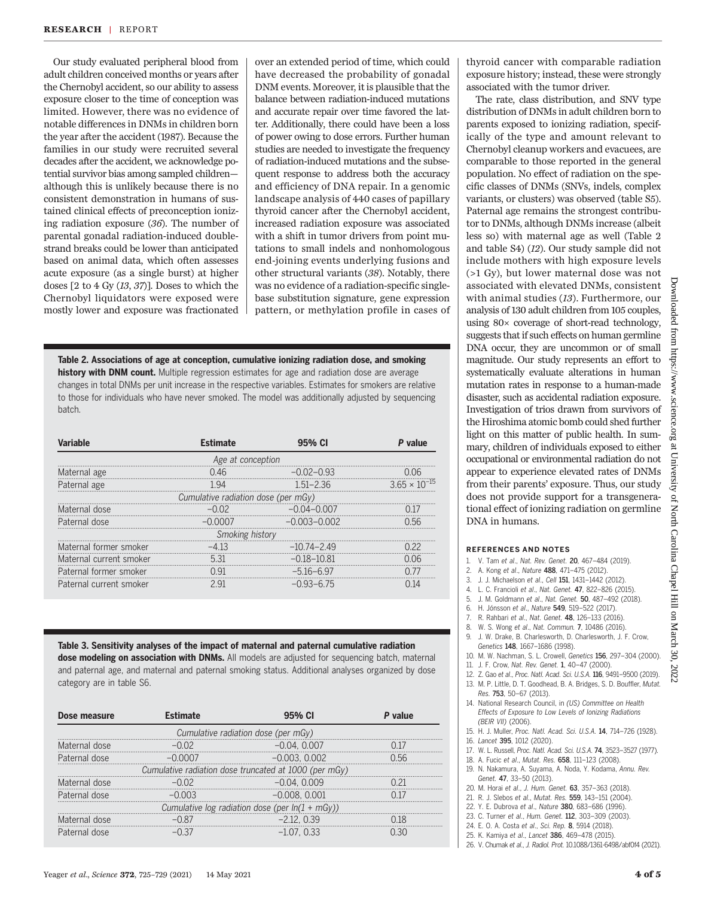Our study evaluated peripheral blood from adult children conceived months or years after the Chernobyl accident, so our ability to assess exposure closer to the time of conception was limited. However, there was no evidence of notable differences in DNMs in children born the year after the accident (1987). Because the families in our study were recruited several decades after the accident, we acknowledge potential survivor bias among sampled children—although this is unlikely because there is no consistent demonstration in humans of sustained clinical effects of preconception ionizing radiation exposure (*36*). The number of parental gonadal radiation-induced double-strand breaks could be lower than anticipated based on animal data, which often assesses acute exposure (as a single burst) at higher doses [2 to 4 Gy (*13*, *37*)]. Doses to which the Chernobyl liquidators were exposed were mostly lower and exposure was fractionated over an extended period of time, which could have decreased the probability of gonadal DNM events. Moreover, it is plausible that the balance between radiation-induced mutations and accurate repair over time favored the latter. Additionally, there could have been a loss of power owing to dose errors. Further human studies are needed to investigate the frequency of radiation-induced mutations and the subsequent response to address both the accuracy and efficiency of DNA repair. In a genomic landscape analysis of 440 cases of papillary thyroid cancer after the Chernobyl accident, increased radiation exposure was associated with a shift in tumor drivers from point mutations to small indels and nonhomologous end-joining events underlying fusions and other structural variants (*38*). Notably, there was no evidence of a radiation-specific single-base substitution signature, gene expression pattern, or methylation profile in cases of thyroid cancer with comparable radiation exposure history; instead, these were strongly associated with the tumor driver.

The rate, class distribution, and SNV type distribution of DNMs in adult children born to parents exposed to ionizing radiation, specifically of the type and amount relevant to Chernobyl cleanup workers and evacuees, are comparable to those reported in the general population. No effect of radiation on the specific classes of DNMs (SNVs, indels, complex variants, or clusters) was observed (table S5). Paternal age remains the strongest contributor to DNMs, although DNMs increase (albeit less so) with maternal age as well (Table 2 and table S4) (*12*). Our study sample did not include mothers with high exposure levels (>1 Gy), but lower maternal dose was not associated with elevated DNMs, consistent with animal studies (*13*). Furthermore, our analysis of 130 adult children from 105 couples, using 80× coverage of short-read technology, suggests that if such effects on human germline DNA occur, they are uncommon or of small magnitude. Our study represents an effort to systematically evaluate alterations in human mutation rates in response to a human-made disaster, such as accidental radiation exposure. Investigation of trios drawn from survivors of the Hiroshima atomic bomb could shed further light on this matter of public health. In summary, children of individuals exposed to either occupational or environmental radiation do not appear to experience elevated rates of DNMs from their parents' exposure. Thus, our study does not provide support for a transgenerational effect of ionizing radiation on germline DNA in humans.

**Table 2. Associations of age at conception, cumulative ionizing radiation dose, and smoking history with DNM count.** Multiple regression estimates for age and radiation dose are average changes in total DNMs per unit increase in the respective variables. Estimates for smokers are relative to those for individuals who have never smoked. The model was additionally adjusted by sequencing batch.

| Variable | Estimate | 95% CI | *P* value |
|---|---|---|---|
| *Age at conception* | | | |
| Maternal age | 0.46 | −0.02–0.93 | 0.06 |
| Paternal age | 1.94 | 1.51–2.36 | $3.65 \times 10^{-15}$ |
| *Cumulative radiation dose (per mGy)* | | | |
| Maternal dose | −0.02 | −0.04–0.007 | 0.17 |
| Paternal dose | −0.0007 | −0.003–0.002 | 0.56 |
| *Smoking history* | | | |
| Maternal former smoker | −4.13 | −10.74–2.49 | 0.22 |
| Maternal current smoker | 5.31 | −0.18–10.81 | 0.06 |
| Paternal former smoker | 0.91 | −5.16–6.97 | 0.77 |
| Paternal current smoker | 2.91 | −0.93–6.75 | 0.14 |

**Table 3. Sensitivity analyses of the impact of maternal and paternal cumulative radiation dose modeling on association with DNMs.** All models are adjusted for sequencing batch, maternal and paternal age, and maternal and paternal smoking status. Additional analyses organized by dose category are in table S6.

| Dose measure | Estimate | 95% CI | *P* value |
|---|---|---|---|
| *Cumulative radiation dose (per mGy)* | | | |
| Maternal dose | −0.02 | −0.04, 0.007 | 0.17 |
| Paternal dose | −0.0007 | −0.003, 0.002 | 0.56 |
| *Cumulative radiation dose truncated at 1000 (per mGy)* | | | |
| Maternal dose | −0.02 | −0.04, 0.009 | 0.21 |
| Paternal dose | −0.003 | −0.008, 0.001 | 0.17 |
| *Cumulative log radiation dose (per ln(1 + mGy))* | | | |
| Maternal dose | −0.87 | −2.12, 0.39 | 0.18 |
| Paternal dose | −0.37 | −1.07, 0.33 | 0.30 |

## REFERENCES AND NOTES

1. V. Tam *et al.*, *Nat. Rev. Genet.* **20**, 467–484 (2019).
2. A. Kong *et al.*, *Nature* **488**, 471–475 (2012).
3. J. J. Michaelson *et al.*, *Cell* **151**, 1431–1442 (2012).
4. L. C. Francioli *et al.*, *Nat. Genet.* **47**, 822–826 (2015).
5. J. M. Goldmann *et al.*, *Nat. Genet.* **50**, 487–492 (2018).
6. H. Jónsson *et al.*, *Nature* **549**, 519–522 (2017).
7. R. Rahbari *et al.*, *Nat. Genet.* **48**, 126–133 (2016).
8. W. S. Wong *et al.*, *Nat. Commun.* **7**, 10486 (2016).
9. J. W. Drake, B. Charlesworth, D. Charlesworth, J. F. Crow, *Genetics* **148**, 1667–1686 (1998).
10. M. W. Nachman, S. L. Crowell, *Genetics* **156**, 297–304 (2000).
11. J. F. Crow, *Nat. Rev. Genet.* **1**, 40–47 (2000).
12. Z. Gao *et al.*, *Proc. Natl. Acad. Sci. U.S.A.* **116**, 9491–9500 (2019).
13. M. P. Little, D. T. Goodhead, B. A. Bridges, S. D. Bouffler, *Mutat. Res.* **753**, 50–67 (2013).
14. National Research Council, in *(US) Committee on Health Effects of Exposure to Low Levels of Ionizing Radiations (BEIR VII)* (2006).
15. H. J. Muller, *Proc. Natl. Acad. Sci. U.S.A.* **14**, 714–726 (1928).
16. *Lancet* **395**, 1012 (2020).
17. W. L. Russell, *Proc. Natl. Acad. Sci. U.S.A.* **74**, 3523–3527 (1977).
18. A. Fucic *et al.*, *Mutat. Res.* **658**, 111–123 (2008).
19. N. Nakamura, A. Suyama, A. Noda, Y. Kodama, *Annu. Rev. Genet.* **47**, 33–50 (2013).
20. M. Horai *et al.*, *J. Hum. Genet.* **63**, 357–363 (2018).
21. R. J. Slebos *et al.*, *Mutat. Res.* **559**, 143–151 (2004).
22. Y. E. Dubrova *et al.*, *Nature* **380**, 683–686 (1996).
23. C. Turner *et al.*, *Hum. Genet.* **112**, 303–309 (2003).
24. E. O. A. Costa *et al.*, *Sci. Rep.* **8**, 5914 (2018).
25. K. Kamiya *et al.*, *Lancet* **386**, 469–478 (2015).
26. V. Chumak *et al.*, *J. Radiol. Prot.* 10.1088/1361-6498/abf0f4 (2021).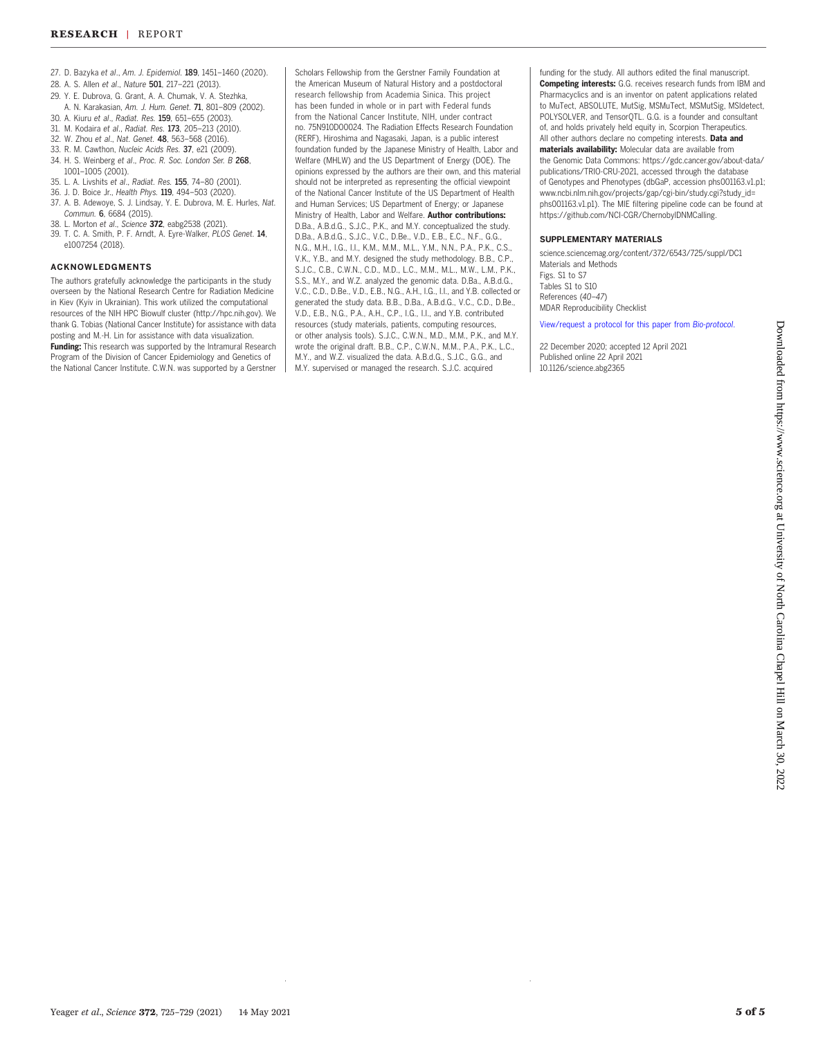27. D. Bazyka *et al.*, *Am. J. Epidemiol.* **189**, 1451–1460 (2020).
28. A. S. Allen *et al.*, *Nature* **501**, 217–221 (2013).
29. Y. E. Dubrova, G. Grant, A. A. Chumak, V. A. Stezhka, A. N. Karakasian, *Am. J. Hum. Genet.* **71**, 801–809 (2002).
30. A. Kiuru *et al.*, *Radiat. Res.* **159**, 651–655 (2003).
31. M. Kodaira *et al.*, *Radiat. Res.* **173**, 205–213 (2010).
32. W. Zhou *et al.*, *Nat. Genet.* **48**, 563–568 (2016).
33. R. M. Cawthon, *Nucleic Acids Res.* **37**, e21 (2009).
34. H. S. Weinberg *et al.*, *Proc. R. Soc. London Ser. B* **268**, 1001–1005 (2001).
35. L. A. Livshits *et al.*, *Radiat. Res.* **155**, 74–80 (2001).
36. J. D. Boice Jr., *Health Phys.* **119**, 494–503 (2020).
37. A. B. Adewoye, S. J. Lindsay, Y. E. Dubrova, M. E. Hurles, *Nat. Commun.* **6**, 6684 (2015).
38. L. Morton *et al.*, *Science* **372**, eabg2538 (2021).
39. T. C. A. Smith, P. F. Arndt, A. Eyre-Walker, *PLOS Genet.* **14**, e1007254 (2018).

## ACKNOWLEDGMENTS

The authors gratefully acknowledge the participants in the study overseen by the National Research Centre for Radiation Medicine in Kiev (Kyiv in Ukrainian). This work utilized the computational resources of the NIH HPC Biowulf cluster (http://hpc.nih.gov). We thank G. Tobias (National Cancer Institute) for assistance with data posting and M.-H. Lin for assistance with data visualization. **Funding:** This research was supported by the Intramural Research Program of the Division of Cancer Epidemiology and Genetics of the National Cancer Institute. C.W.N. was supported by a Gerstner Scholars Fellowship from the Gerstner Family Foundation at the American Museum of Natural History and a postdoctoral research fellowship from Academia Sinica. This project has been funded in whole or in part with Federal funds from the National Cancer Institute, NIH, under contract no. 75N910D00024. The Radiation Effects Research Foundation (RERF), Hiroshima and Nagasaki, Japan, is a public interest foundation funded by the Japanese Ministry of Health, Labor and Welfare (MHLW) and the US Department of Energy (DOE). The opinions expressed by the authors are their own, and this material should not be interpreted as representing the official viewpoint of the National Cancer Institute of the US Department of Health and Human Services; US Department of Energy; or Japanese Ministry of Health, Labor and Welfare. **Author contributions:** D.Ba., A.B.d.G., S.J.C., P.K., and M.Y. conceptualized the study. D.Ba., A.B.d.G., S.J.C., V.C., D.Be., V.D., E.B., E.C., N.F., G.G., N.G., M.H., I.G., I.I., K.M., M.M., M.L., Y.M., N.N., P.A., P.K., C.S., V.K., Y.B., and M.Y. designed the study methodology. B.B., C.P., S.J.C., C.B., C.W.N., C.D., M.D., L.C., M.M., M.L., M.W., L.M., P.K., S.S., M.Y., and W.Z. analyzed the genomic data. D.Ba., A.B.d.G., V.C., C.D., D.Be., V.D., E.B., N.G., A.H., I.G., I.I., and Y.B. collected or generated the study data. B.B., D.Ba., A.B.d.G., V.C., C.D., D.Be., V.D., E.B., N.G., P.A., A.H., C.P., I.G., I.I., and Y.B. contributed resources (study materials, patients, computing resources, or other analysis tools). S.J.C., C.W.N., M.D., M.M., P.K., and M.Y. wrote the original draft. B.B., C.P., C.W.N., M.M., P.A., P.K., L.C., M.Y., and W.Z. visualized the data. A.B.d.G., S.J.C., G.G., and M.Y. supervised or managed the research. S.J.C. acquired funding for the study. All authors edited the final manuscript. **Competing interests:** G.G. receives research funds from IBM and Pharmacyclics and is an inventor on patent applications related to MuTect, ABSOLUTE, MutSig, MSMuTect, MSMutSig, MSIdetect, POLYSOLVER, and TensorQTL. G.G. is a founder and consultant of, and holds privately held equity in, Scorpion Therapeutics. All other authors declare no competing interests. **Data and materials availability:** Molecular data are available from the Genomic Data Commons: https://gdc.cancer.gov/about-data/publications/TRIO-CRU-2021, accessed through the database of Genotypes and Phenotypes (dbGaP, accession phs001163.v1.p1; www.ncbi.nlm.nih.gov/projects/gap/cgi-bin/study.cgi?study_id=phs001163.v1.p1). The MIE filtering pipeline code can be found at https://github.com/NCI-CGR/ChernobylDNMCalling.

## SUPPLEMENTARY MATERIALS

science.sciencemag.org/content/372/6543/725/suppl/DC1
Materials and Methods
Figs. S1 to S7
Tables S1 to S10
References (*40–47*)
MDAR Reproducibility Checklist

View/request a protocol for this paper from *Bio-protocol*.

22 December 2020; accepted 12 April 2021
Published online 22 April 2021
10.1126/science.abg2365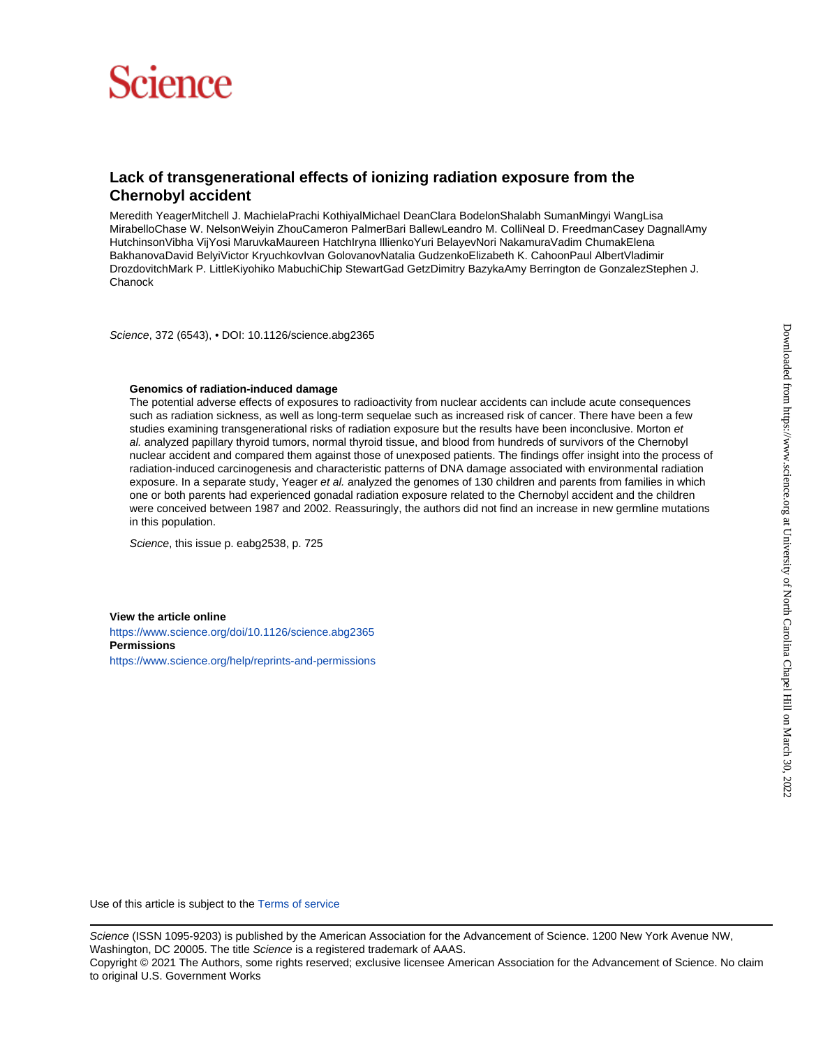# Science

## Lack of transgenerational effects of ionizing radiation exposure from the Chernobyl accident

Meredith YeagerMitchell J. MachielaPrachi KothiyalMichael DeanClara BodelonShalabh SumanMingyi WangLisa MirabelloChase W. NelsonWeiyin ZhouCameron PalmerBari BallewLeandro M. ColliNeal D. FreedmanCasey DagnallAmy HutchinsonVibha VijYosi MaruvkaMaureen HatchIryna IllienkoYuri BelayevNori NakamuraVadim ChumakElena BakhanovaDavid BelyiVictor KryuchkovIvan GolovanovNatalia GudzenkoElizabeth K. CahoonPaul AlbertVladimir DrozdovitchMark P. LittleKiyohiko MabuchiChip StewartGad GetzDimitry BazykaAmy Berrington de GonzalezStephen J. Chanock

*Science*, 372 (6543), • DOI: 10.1126/science.abg2365

**Genomics of radiation-induced damage**

The potential adverse effects of exposures to radioactivity from nuclear accidents can include acute consequences such as radiation sickness, as well as long-term sequelae such as increased risk of cancer. There have been a few studies examining transgenerational risks of radiation exposure but the results have been inconclusive. Morton *et al.* analyzed papillary thyroid tumors, normal thyroid tissue, and blood from hundreds of survivors of the Chernobyl nuclear accident and compared them against those of unexposed patients. The findings offer insight into the process of radiation-induced carcinogenesis and characteristic patterns of DNA damage associated with environmental radiation exposure. In a separate study, Yeager *et al.* analyzed the genomes of 130 children and parents from families in which one or both parents had experienced gonadal radiation exposure related to the Chernobyl accident and the children were conceived between 1987 and 2002. Reassuringly, the authors did not find an increase in new germline mutations in this population.

*Science*, this issue p. eabg2538, p. 725

**View the article online**

https://www.science.org/doi/10.1126/science.abg2365

**Permissions**

https://www.science.org/help/reprints-and-permissions

Use of this article is subject to the Terms of service

*Science* (ISSN 1095-9203) is published by the American Association for the Advancement of Science. 1200 New York Avenue NW, Washington, DC 20005. The title *Science* is a registered trademark of AAAS.

Copyright © 2021 The Authors, some rights reserved; exclusive licensee American Association for the Advancement of Science. No claim to original U.S. Government Works